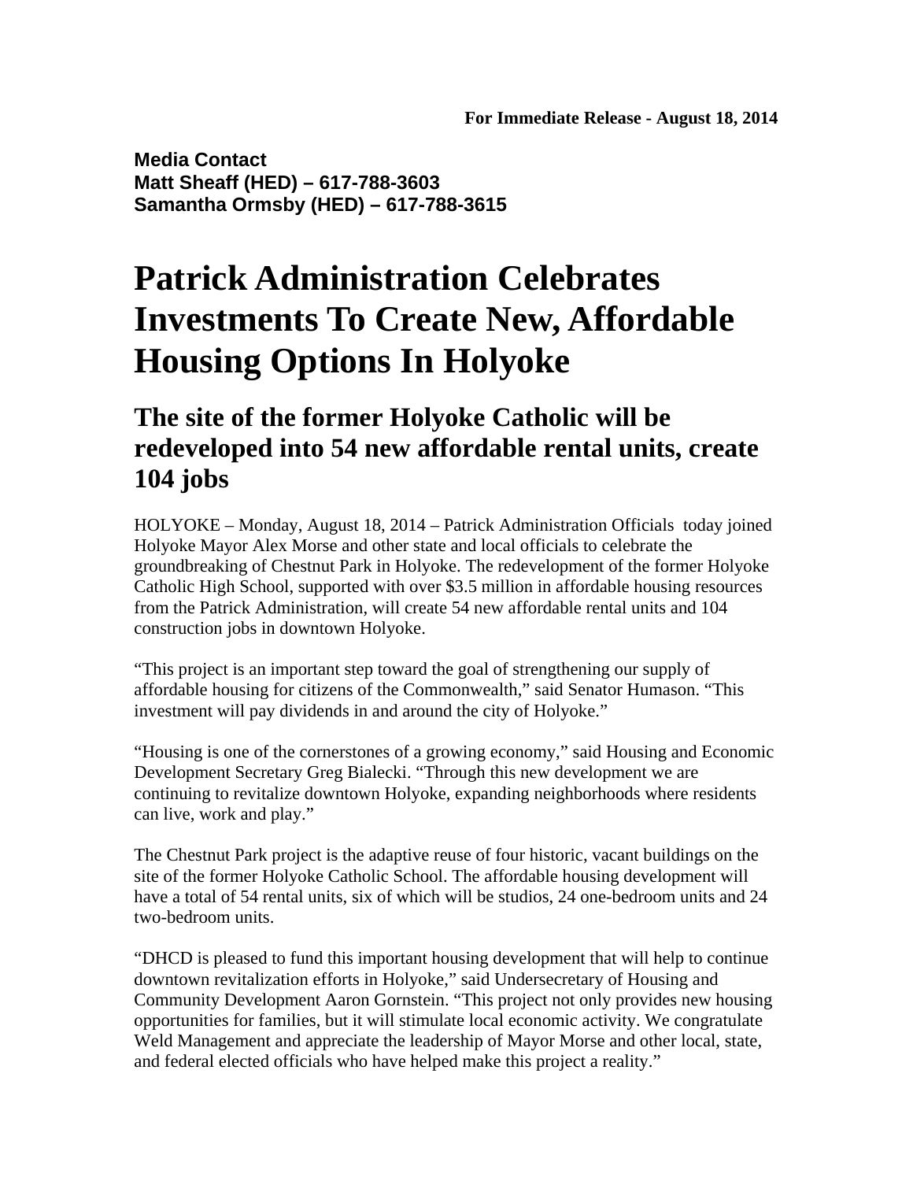**For Immediate Release - August 18, 2014**

**Media Contact**
**Matt Sheaff (HED) – 617-788-3603**
**Samantha Ormsby (HED) – 617-788-3615**

# Patrick Administration Celebrates Investments To Create New, Affordable Housing Options In Holyoke

## The site of the former Holyoke Catholic will be redeveloped into 54 new affordable rental units, create 104 jobs

HOLYOKE – Monday, August 18, 2014 – Patrick Administration Officials today joined Holyoke Mayor Alex Morse and other state and local officials to celebrate the groundbreaking of Chestnut Park in Holyoke. The redevelopment of the former Holyoke Catholic High School, supported with over $3.5 million in affordable housing resources from the Patrick Administration, will create 54 new affordable rental units and 104 construction jobs in downtown Holyoke.

"This project is an important step toward the goal of strengthening our supply of affordable housing for citizens of the Commonwealth," said Senator Humason. "This investment will pay dividends in and around the city of Holyoke."

"Housing is one of the cornerstones of a growing economy," said Housing and Economic Development Secretary Greg Bialecki. "Through this new development we are continuing to revitalize downtown Holyoke, expanding neighborhoods where residents can live, work and play."

The Chestnut Park project is the adaptive reuse of four historic, vacant buildings on the site of the former Holyoke Catholic School. The affordable housing development will have a total of 54 rental units, six of which will be studios, 24 one-bedroom units and 24 two-bedroom units.

"DHCD is pleased to fund this important housing development that will help to continue downtown revitalization efforts in Holyoke," said Undersecretary of Housing and Community Development Aaron Gornstein. "This project not only provides new housing opportunities for families, but it will stimulate local economic activity. We congratulate Weld Management and appreciate the leadership of Mayor Morse and other local, state, and federal elected officials who have helped make this project a reality."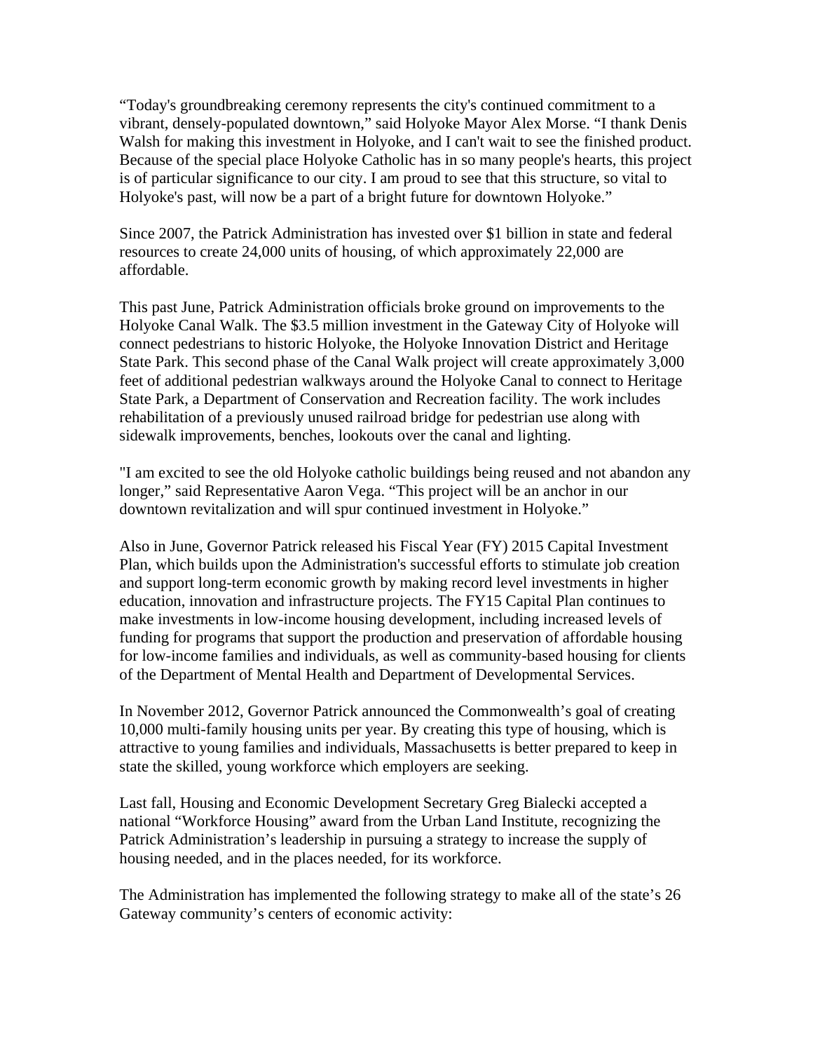“Today's groundbreaking ceremony represents the city's continued commitment to a vibrant, densely-populated downtown,” said Holyoke Mayor Alex Morse. “I thank Denis Walsh for making this investment in Holyoke, and I can't wait to see the finished product. Because of the special place Holyoke Catholic has in so many people's hearts, this project is of particular significance to our city. I am proud to see that this structure, so vital to Holyoke's past, will now be a part of a bright future for downtown Holyoke.”

Since 2007, the Patrick Administration has invested over $1 billion in state and federal resources to create 24,000 units of housing, of which approximately 22,000 are affordable.

This past June, Patrick Administration officials broke ground on improvements to the Holyoke Canal Walk. The $3.5 million investment in the Gateway City of Holyoke will connect pedestrians to historic Holyoke, the Holyoke Innovation District and Heritage State Park. This second phase of the Canal Walk project will create approximately 3,000 feet of additional pedestrian walkways around the Holyoke Canal to connect to Heritage State Park, a Department of Conservation and Recreation facility. The work includes rehabilitation of a previously unused railroad bridge for pedestrian use along with sidewalk improvements, benches, lookouts over the canal and lighting.

"I am excited to see the old Holyoke catholic buildings being reused and not abandon any longer,” said Representative Aaron Vega. “This project will be an anchor in our downtown revitalization and will spur continued investment in Holyoke.”

Also in June, Governor Patrick released his Fiscal Year (FY) 2015 Capital Investment Plan, which builds upon the Administration's successful efforts to stimulate job creation and support long-term economic growth by making record level investments in higher education, innovation and infrastructure projects. The FY15 Capital Plan continues to make investments in low-income housing development, including increased levels of funding for programs that support the production and preservation of affordable housing for low-income families and individuals, as well as community-based housing for clients of the Department of Mental Health and Department of Developmental Services.

In November 2012, Governor Patrick announced the Commonwealth’s goal of creating 10,000 multi-family housing units per year. By creating this type of housing, which is attractive to young families and individuals, Massachusetts is better prepared to keep in state the skilled, young workforce which employers are seeking.

Last fall, Housing and Economic Development Secretary Greg Bialecki accepted a national “Workforce Housing” award from the Urban Land Institute, recognizing the Patrick Administration’s leadership in pursuing a strategy to increase the supply of housing needed, and in the places needed, for its workforce.

The Administration has implemented the following strategy to make all of the state’s 26 Gateway community’s centers of economic activity: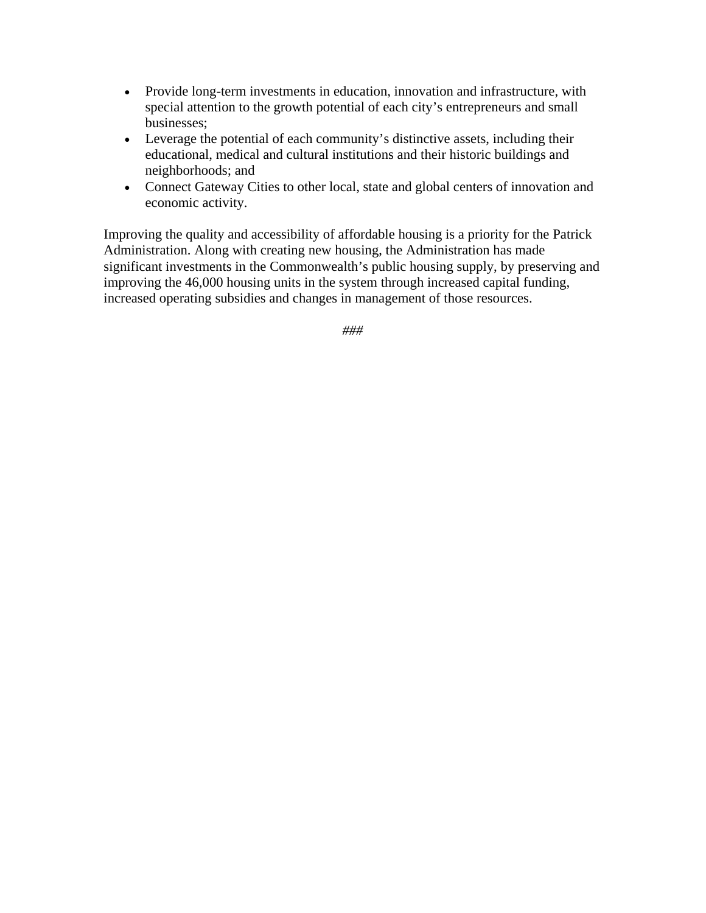- Provide long-term investments in education, innovation and infrastructure, with special attention to the growth potential of each city's entrepreneurs and small businesses;
- Leverage the potential of each community's distinctive assets, including their educational, medical and cultural institutions and their historic buildings and neighborhoods; and
- Connect Gateway Cities to other local, state and global centers of innovation and economic activity.

Improving the quality and accessibility of affordable housing is a priority for the Patrick Administration. Along with creating new housing, the Administration has made significant investments in the Commonwealth's public housing supply, by preserving and improving the 46,000 housing units in the system through increased capital funding, increased operating subsidies and changes in management of those resources.

###